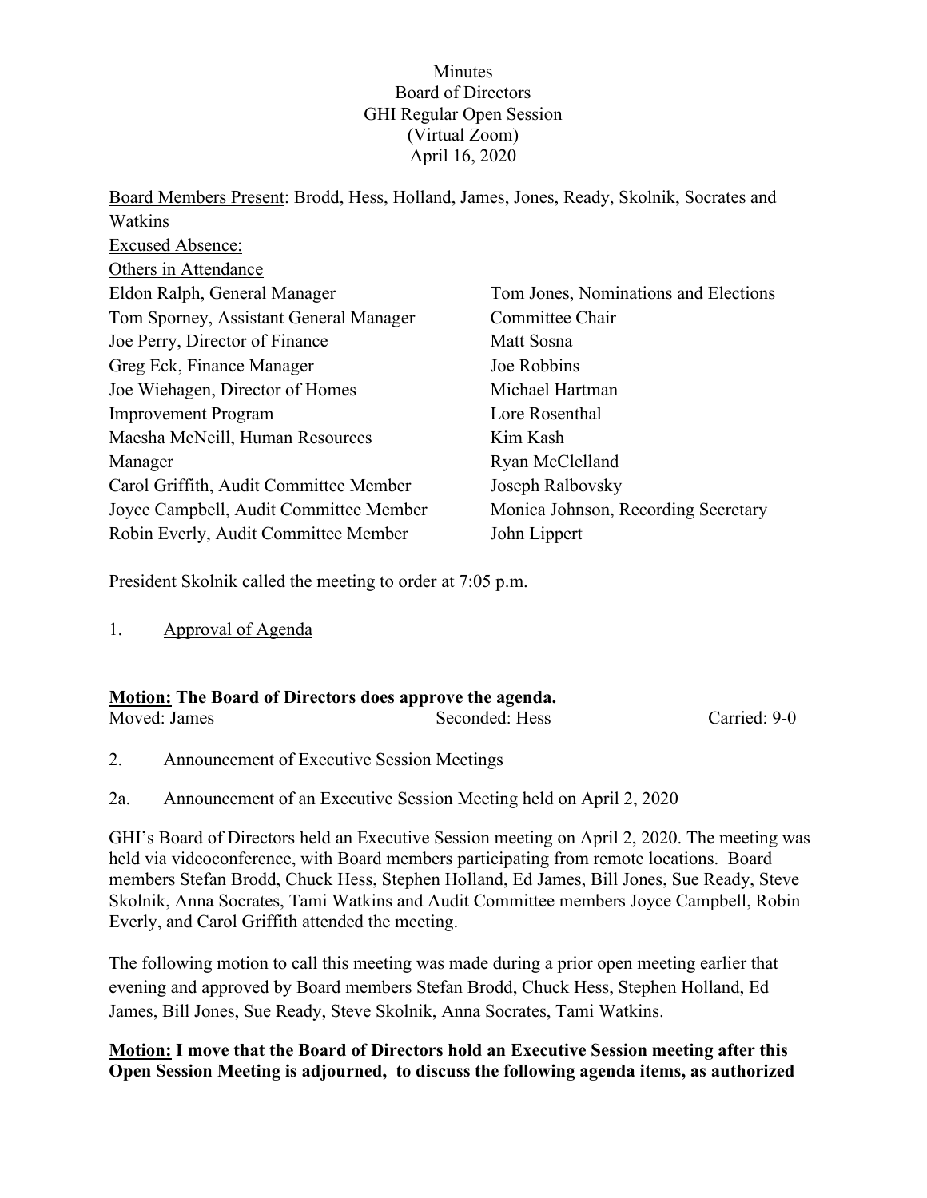Minutes
Board of Directors
GHI Regular Open Session
(Virtual Zoom)
April 16, 2020

Board Members Present: Brodd, Hess, Holland, James, Jones, Ready, Skolnik, Socrates and Watkins

Excused Absence:

Others in Attendance

Eldon Ralph, General Manager
Tom Sporney, Assistant General Manager
Joe Perry, Director of Finance
Greg Eck, Finance Manager
Joe Wiehagen, Director of Homes Improvement Program
Maesha McNeill, Human Resources Manager
Carol Griffith, Audit Committee Member
Joyce Campbell, Audit Committee Member
Robin Everly, Audit Committee Member
Tom Jones, Nominations and Elections Committee Chair
Matt Sosna
Joe Robbins
Michael Hartman
Lore Rosenthal
Kim Kash
Ryan McClelland
Joseph Ralbovsky
Monica Johnson, Recording Secretary
John Lippert

President Skolnik called the meeting to order at 7:05 p.m.

1. Approval of Agenda

**Motion: The Board of Directors does approve the agenda.**

Moved: James    Seconded: Hess    Carried: 9-0

2. Announcement of Executive Session Meetings

2a. Announcement of an Executive Session Meeting held on April 2, 2020

GHI's Board of Directors held an Executive Session meeting on April 2, 2020. The meeting was held via videoconference, with Board members participating from remote locations. Board members Stefan Brodd, Chuck Hess, Stephen Holland, Ed James, Bill Jones, Sue Ready, Steve Skolnik, Anna Socrates, Tami Watkins and Audit Committee members Joyce Campbell, Robin Everly, and Carol Griffith attended the meeting.

The following motion to call this meeting was made during a prior open meeting earlier that evening and approved by Board members Stefan Brodd, Chuck Hess, Stephen Holland, Ed James, Bill Jones, Sue Ready, Steve Skolnik, Anna Socrates, Tami Watkins.

**Motion: I move that the Board of Directors hold an Executive Session meeting after this Open Session Meeting is adjourned, to discuss the following agenda items, as authorized**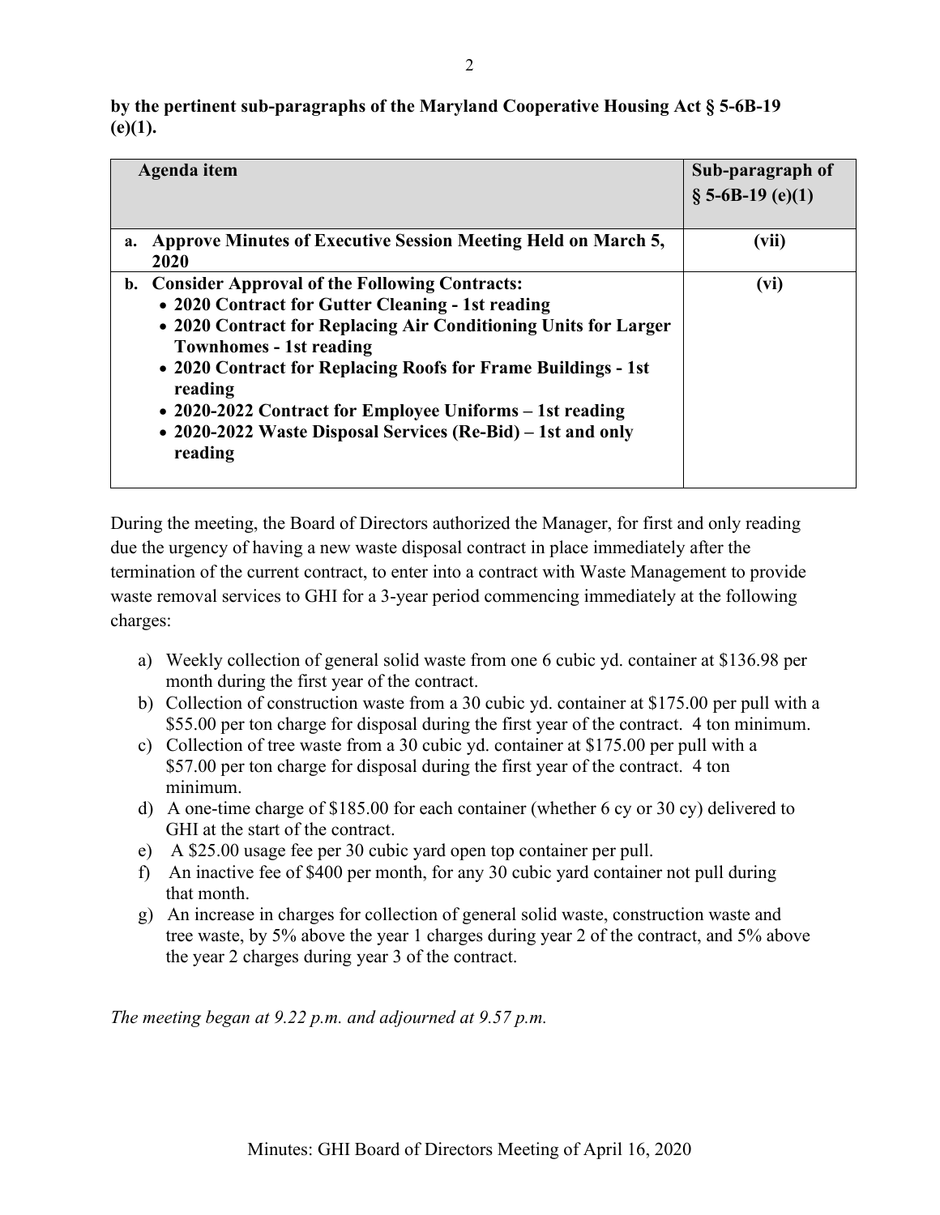**by the pertinent sub-paragraphs of the Maryland Cooperative Housing Act § 5-6B-19 (e)(1).**

| Agenda item | Sub-paragraph of § 5-6B-19 (e)(1) |
|---|---|
| **a. Approve Minutes of Executive Session Meeting Held on March 5, 2020** | **(vii)** |
| **b. Consider Approval of the Following Contracts:**<br>• **2020 Contract for Gutter Cleaning - 1st reading**<br>• **2020 Contract for Replacing Air Conditioning Units for Larger Townhomes - 1st reading**<br>• **2020 Contract for Replacing Roofs for Frame Buildings - 1st reading**<br>• **2020-2022 Contract for Employee Uniforms – 1st reading**<br>• **2020-2022 Waste Disposal Services (Re-Bid) – 1st and only reading** | **(vi)** |

During the meeting, the Board of Directors authorized the Manager, for first and only reading due the urgency of having a new waste disposal contract in place immediately after the termination of the current contract, to enter into a contract with Waste Management to provide waste removal services to GHI for a 3-year period commencing immediately at the following charges:

a) Weekly collection of general solid waste from one 6 cubic yd. container at $136.98 per month during the first year of the contract.
b) Collection of construction waste from a 30 cubic yd. container at $175.00 per pull with a $55.00 per ton charge for disposal during the first year of the contract. 4 ton minimum.
c) Collection of tree waste from a 30 cubic yd. container at $175.00 per pull with a $57.00 per ton charge for disposal during the first year of the contract. 4 ton minimum.
d) A one-time charge of $185.00 for each container (whether 6 cy or 30 cy) delivered to GHI at the start of the contract.
e) A $25.00 usage fee per 30 cubic yard open top container per pull.
f) An inactive fee of $400 per month, for any 30 cubic yard container not pull during that month.
g) An increase in charges for collection of general solid waste, construction waste and tree waste, by 5% above the year 1 charges during year 2 of the contract, and 5% above the year 2 charges during year 3 of the contract.

*The meeting began at 9.22 p.m. and adjourned at 9.57 p.m.*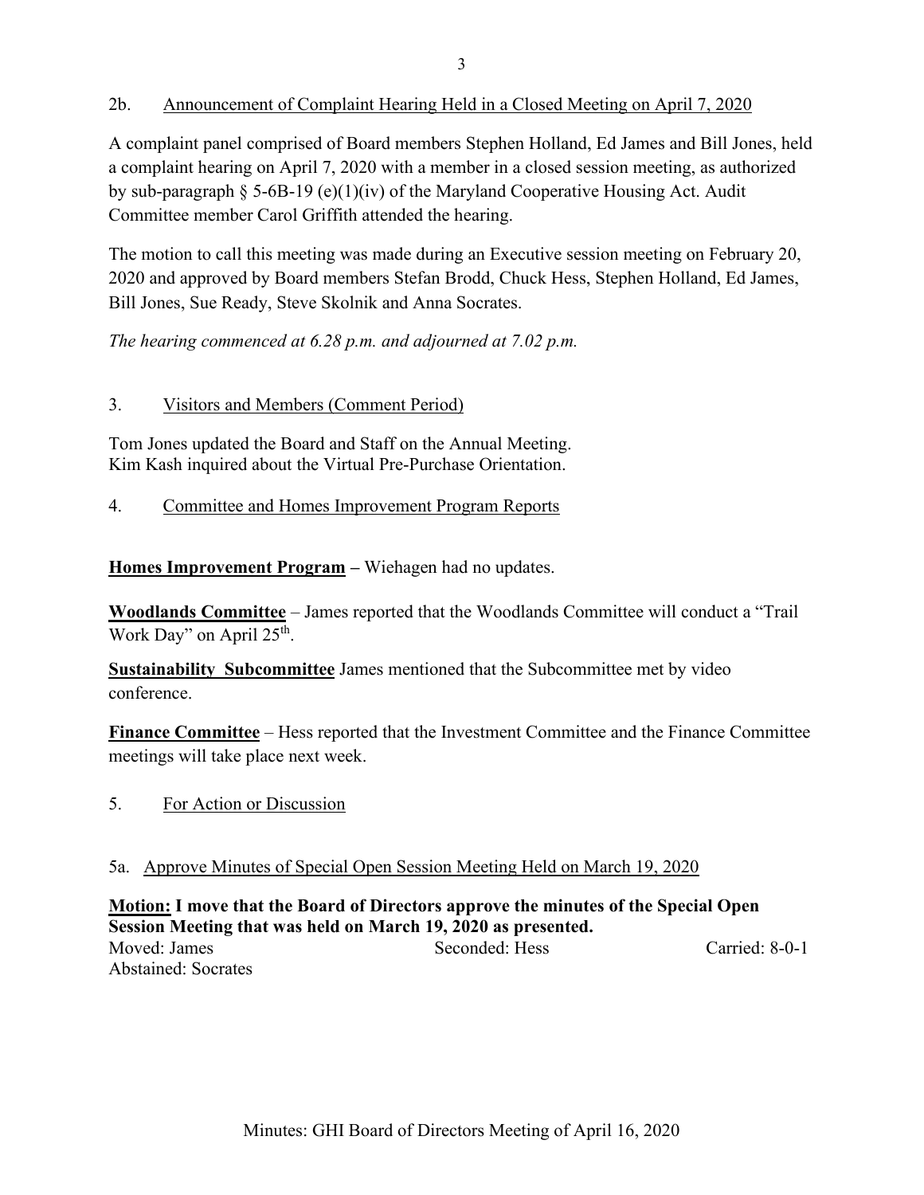2b. Announcement of Complaint Hearing Held in a Closed Meeting on April 7, 2020

A complaint panel comprised of Board members Stephen Holland, Ed James and Bill Jones, held a complaint hearing on April 7, 2020 with a member in a closed session meeting, as authorized by sub-paragraph § 5-6B-19 (e)(1)(iv) of the Maryland Cooperative Housing Act. Audit Committee member Carol Griffith attended the hearing.

The motion to call this meeting was made during an Executive session meeting on February 20, 2020 and approved by Board members Stefan Brodd, Chuck Hess, Stephen Holland, Ed James, Bill Jones, Sue Ready, Steve Skolnik and Anna Socrates.

*The hearing commenced at 6.28 p.m. and adjourned at 7.02 p.m.*

3. Visitors and Members (Comment Period)

Tom Jones updated the Board and Staff on the Annual Meeting.
Kim Kash inquired about the Virtual Pre-Purchase Orientation.

4. Committee and Homes Improvement Program Reports

**Homes Improvement Program –** Wiehagen had no updates.

**Woodlands Committee** – James reported that the Woodlands Committee will conduct a "Trail Work Day" on April 25th.

**Sustainability Subcommittee** James mentioned that the Subcommittee met by video conference.

**Finance Committee** – Hess reported that the Investment Committee and the Finance Committee meetings will take place next week.

5. For Action or Discussion

5a. Approve Minutes of Special Open Session Meeting Held on March 19, 2020

**Motion: I move that the Board of Directors approve the minutes of the Special Open Session Meeting that was held on March 19, 2020 as presented.**

Moved: James Seconded: Hess Carried: 8-0-1
Abstained: Socrates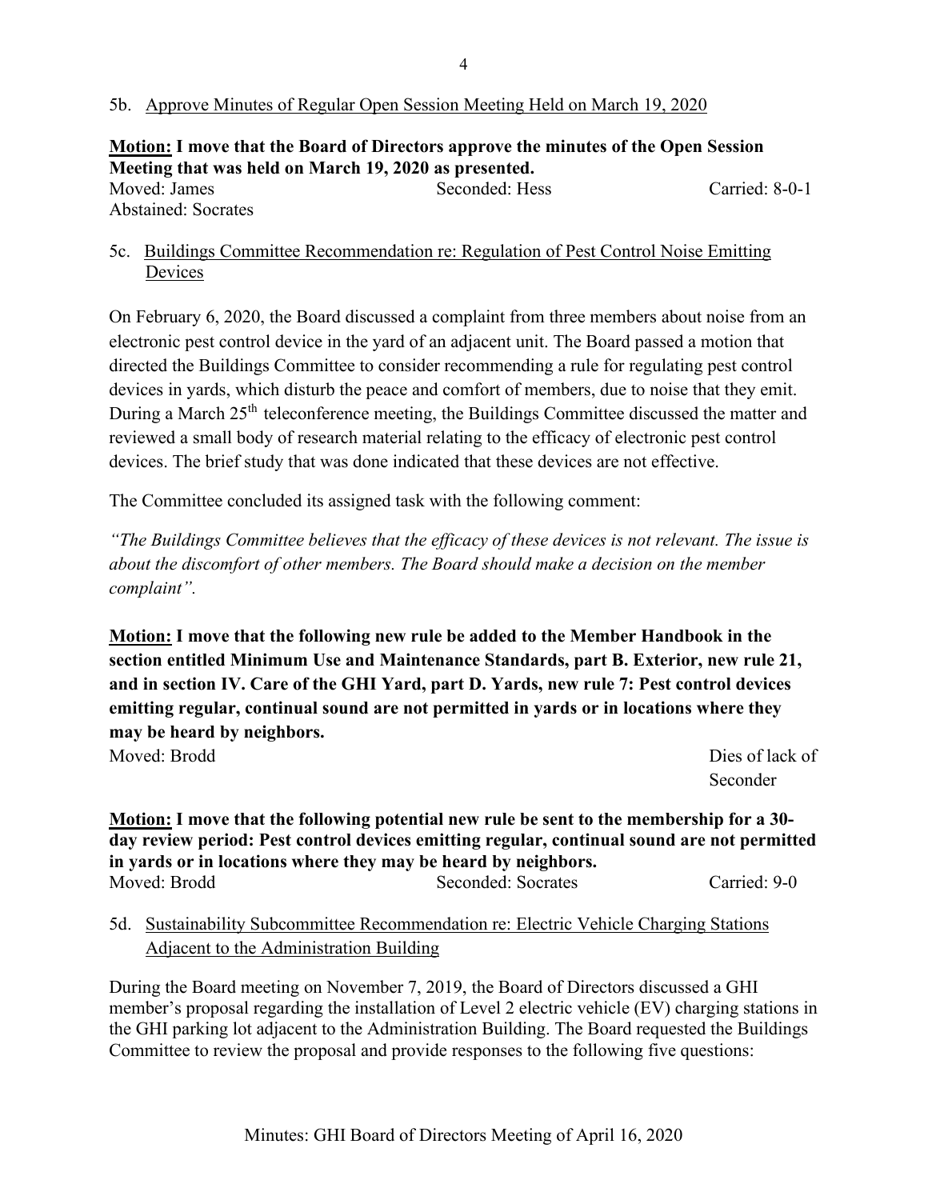5b. Approve Minutes of Regular Open Session Meeting Held on March 19, 2020

**Motion: I move that the Board of Directors approve the minutes of the Open Session Meeting that was held on March 19, 2020 as presented.**

Moved: James    Seconded: Hess    Carried: 8-0-1

Abstained: Socrates

5c. Buildings Committee Recommendation re: Regulation of Pest Control Noise Emitting Devices

On February 6, 2020, the Board discussed a complaint from three members about noise from an electronic pest control device in the yard of an adjacent unit. The Board passed a motion that directed the Buildings Committee to consider recommending a rule for regulating pest control devices in yards, which disturb the peace and comfort of members, due to noise that they emit. During a March 25th teleconference meeting, the Buildings Committee discussed the matter and reviewed a small body of research material relating to the efficacy of electronic pest control devices. The brief study that was done indicated that these devices are not effective.

The Committee concluded its assigned task with the following comment:

*"The Buildings Committee believes that the efficacy of these devices is not relevant. The issue is about the discomfort of other members. The Board should make a decision on the member complaint".*

**Motion: I move that the following new rule be added to the Member Handbook in the section entitled Minimum Use and Maintenance Standards, part B. Exterior, new rule 21, and in section IV. Care of the GHI Yard, part D. Yards, new rule 7: Pest control devices emitting regular, continual sound are not permitted in yards or in locations where they may be heard by neighbors.**

Moved: Brodd    Dies of lack of Seconder

**Motion: I move that the following potential new rule be sent to the membership for a 30-day review period: Pest control devices emitting regular, continual sound are not permitted in yards or in locations where they may be heard by neighbors.**

Moved: Brodd    Seconded: Socrates    Carried: 9-0

5d. Sustainability Subcommittee Recommendation re: Electric Vehicle Charging Stations Adjacent to the Administration Building

During the Board meeting on November 7, 2019, the Board of Directors discussed a GHI member's proposal regarding the installation of Level 2 electric vehicle (EV) charging stations in the GHI parking lot adjacent to the Administration Building. The Board requested the Buildings Committee to review the proposal and provide responses to the following five questions: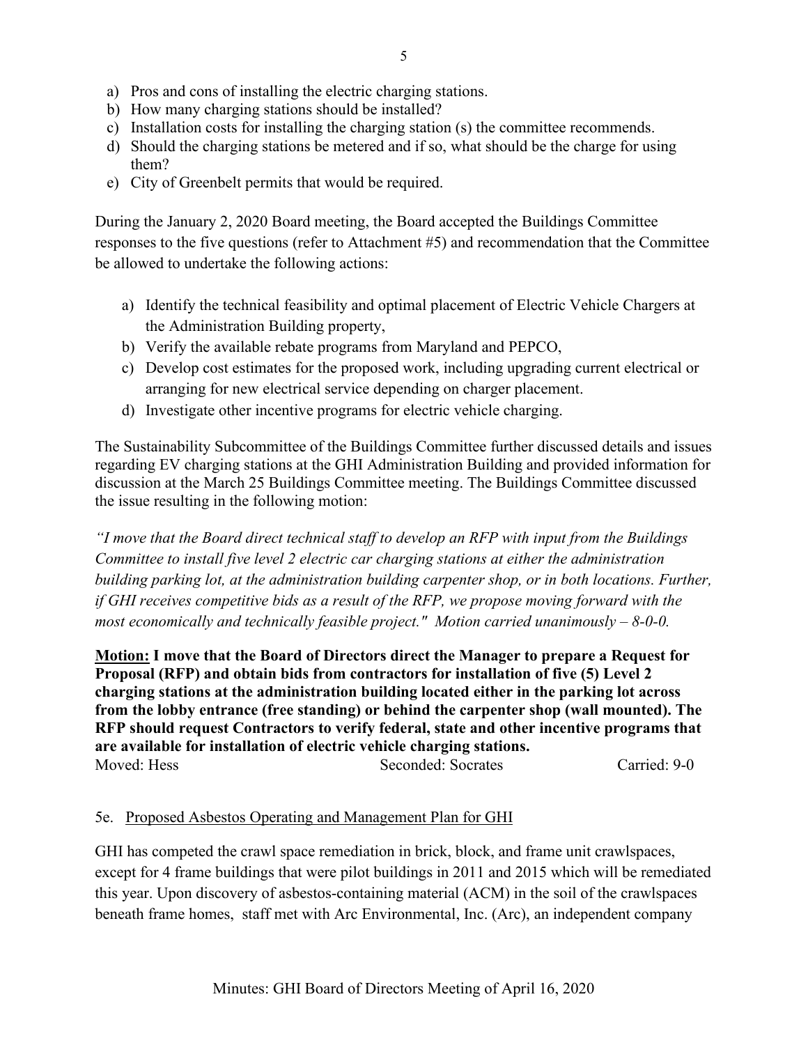a) Pros and cons of installing the electric charging stations.
b) How many charging stations should be installed?
c) Installation costs for installing the charging station (s) the committee recommends.
d) Should the charging stations be metered and if so, what should be the charge for using them?
e) City of Greenbelt permits that would be required.

During the January 2, 2020 Board meeting, the Board accepted the Buildings Committee responses to the five questions (refer to Attachment #5) and recommendation that the Committee be allowed to undertake the following actions:

a) Identify the technical feasibility and optimal placement of Electric Vehicle Chargers at the Administration Building property,
b) Verify the available rebate programs from Maryland and PEPCO,
c) Develop cost estimates for the proposed work, including upgrading current electrical or arranging for new electrical service depending on charger placement.
d) Investigate other incentive programs for electric vehicle charging.

The Sustainability Subcommittee of the Buildings Committee further discussed details and issues regarding EV charging stations at the GHI Administration Building and provided information for discussion at the March 25 Buildings Committee meeting. The Buildings Committee discussed the issue resulting in the following motion:

*"I move that the Board direct technical staff to develop an RFP with input from the Buildings Committee to install five level 2 electric car charging stations at either the administration building parking lot, at the administration building carpenter shop, or in both locations. Further, if GHI receives competitive bids as a result of the RFP, we propose moving forward with the most economically and technically feasible project." Motion carried unanimously – 8-0-0.*

**Motion: I move that the Board of Directors direct the Manager to prepare a Request for Proposal (RFP) and obtain bids from contractors for installation of five (5) Level 2 charging stations at the administration building located either in the parking lot across from the lobby entrance (free standing) or behind the carpenter shop (wall mounted). The RFP should request Contractors to verify federal, state and other incentive programs that are available for installation of electric vehicle charging stations.**

Moved: Hess — Seconded: Socrates — Carried: 9-0

5e. Proposed Asbestos Operating and Management Plan for GHI

GHI has competed the crawl space remediation in brick, block, and frame unit crawlspaces, except for 4 frame buildings that were pilot buildings in 2011 and 2015 which will be remediated this year. Upon discovery of asbestos-containing material (ACM) in the soil of the crawlspaces beneath frame homes, staff met with Arc Environmental, Inc. (Arc), an independent company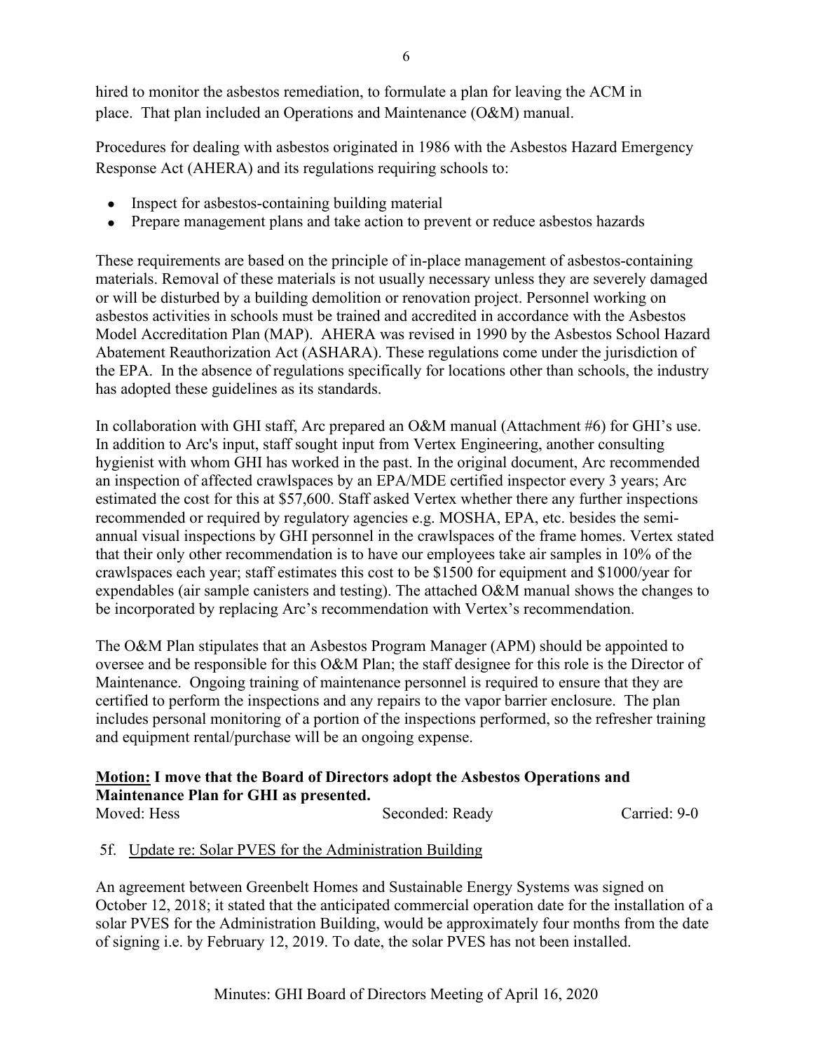hired to monitor the asbestos remediation, to formulate a plan for leaving the ACM in place. That plan included an Operations and Maintenance (O&M) manual.

Procedures for dealing with asbestos originated in 1986 with the Asbestos Hazard Emergency Response Act (AHERA) and its regulations requiring schools to:

- Inspect for asbestos-containing building material
- Prepare management plans and take action to prevent or reduce asbestos hazards

These requirements are based on the principle of in-place management of asbestos-containing materials. Removal of these materials is not usually necessary unless they are severely damaged or will be disturbed by a building demolition or renovation project. Personnel working on asbestos activities in schools must be trained and accredited in accordance with the Asbestos Model Accreditation Plan (MAP). AHERA was revised in 1990 by the Asbestos School Hazard Abatement Reauthorization Act (ASHARA). These regulations come under the jurisdiction of the EPA. In the absence of regulations specifically for locations other than schools, the industry has adopted these guidelines as its standards.

In collaboration with GHI staff, Arc prepared an O&M manual (Attachment #6) for GHI's use. In addition to Arc's input, staff sought input from Vertex Engineering, another consulting hygienist with whom GHI has worked in the past. In the original document, Arc recommended an inspection of affected crawlspaces by an EPA/MDE certified inspector every 3 years; Arc estimated the cost for this at $57,600. Staff asked Vertex whether there any further inspections recommended or required by regulatory agencies e.g. MOSHA, EPA, etc. besides the semi-annual visual inspections by GHI personnel in the crawlspaces of the frame homes. Vertex stated that their only other recommendation is to have our employees take air samples in 10% of the crawlspaces each year; staff estimates this cost to be $1500 for equipment and $1000/year for expendables (air sample canisters and testing). The attached O&M manual shows the changes to be incorporated by replacing Arc's recommendation with Vertex's recommendation.

The O&M Plan stipulates that an Asbestos Program Manager (APM) should be appointed to oversee and be responsible for this O&M Plan; the staff designee for this role is the Director of Maintenance. Ongoing training of maintenance personnel is required to ensure that they are certified to perform the inspections and any repairs to the vapor barrier enclosure. The plan includes personal monitoring of a portion of the inspections performed, so the refresher training and equipment rental/purchase will be an ongoing expense.

**Motion: I move that the Board of Directors adopt the Asbestos Operations and Maintenance Plan for GHI as presented.**
Moved: Hess Seconded: Ready Carried: 9-0

5f. Update re: Solar PVES for the Administration Building

An agreement between Greenbelt Homes and Sustainable Energy Systems was signed on October 12, 2018; it stated that the anticipated commercial operation date for the installation of a solar PVES for the Administration Building, would be approximately four months from the date of signing i.e. by February 12, 2019. To date, the solar PVES has not been installed.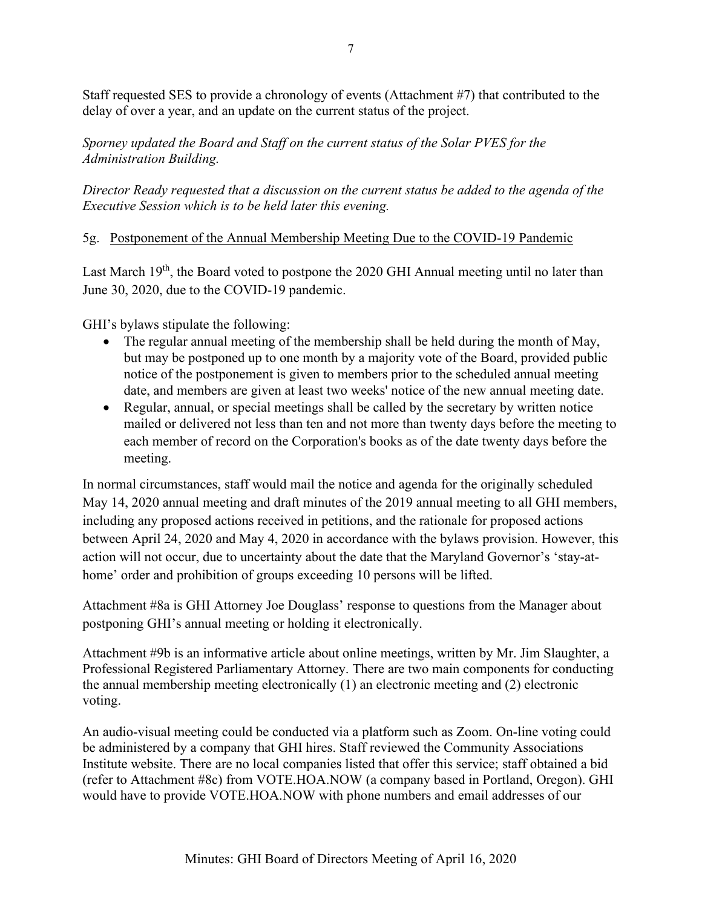Staff requested SES to provide a chronology of events (Attachment #7) that contributed to the delay of over a year, and an update on the current status of the project.

*Sporney updated the Board and Staff on the current status of the Solar PVES for the Administration Building.*

*Director Ready requested that a discussion on the current status be added to the agenda of the Executive Session which is to be held later this evening.*

5g. Postponement of the Annual Membership Meeting Due to the COVID-19 Pandemic

Last March 19th, the Board voted to postpone the 2020 GHI Annual meeting until no later than June 30, 2020, due to the COVID-19 pandemic.

GHI's bylaws stipulate the following:

- The regular annual meeting of the membership shall be held during the month of May, but may be postponed up to one month by a majority vote of the Board, provided public notice of the postponement is given to members prior to the scheduled annual meeting date, and members are given at least two weeks' notice of the new annual meeting date.
- Regular, annual, or special meetings shall be called by the secretary by written notice mailed or delivered not less than ten and not more than twenty days before the meeting to each member of record on the Corporation's books as of the date twenty days before the meeting.

In normal circumstances, staff would mail the notice and agenda for the originally scheduled May 14, 2020 annual meeting and draft minutes of the 2019 annual meeting to all GHI members, including any proposed actions received in petitions, and the rationale for proposed actions between April 24, 2020 and May 4, 2020 in accordance with the bylaws provision. However, this action will not occur, due to uncertainty about the date that the Maryland Governor's 'stay-at-home' order and prohibition of groups exceeding 10 persons will be lifted.

Attachment #8a is GHI Attorney Joe Douglass' response to questions from the Manager about postponing GHI's annual meeting or holding it electronically.

Attachment #9b is an informative article about online meetings, written by Mr. Jim Slaughter, a Professional Registered Parliamentary Attorney. There are two main components for conducting the annual membership meeting electronically (1) an electronic meeting and (2) electronic voting.

An audio-visual meeting could be conducted via a platform such as Zoom. On-line voting could be administered by a company that GHI hires. Staff reviewed the Community Associations Institute website. There are no local companies listed that offer this service; staff obtained a bid (refer to Attachment #8c) from VOTE.HOA.NOW (a company based in Portland, Oregon). GHI would have to provide VOTE.HOA.NOW with phone numbers and email addresses of our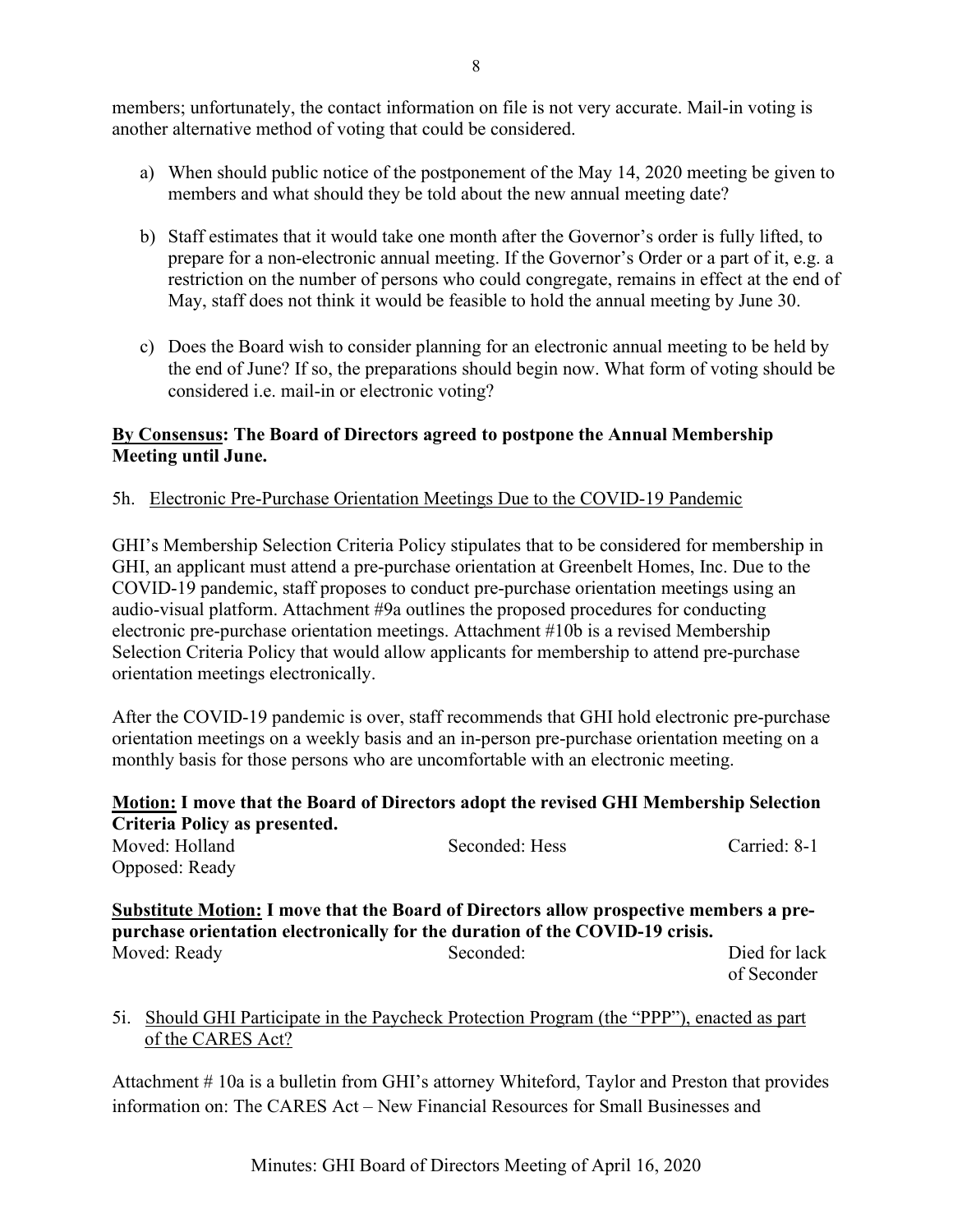members; unfortunately, the contact information on file is not very accurate. Mail-in voting is another alternative method of voting that could be considered.

a) When should public notice of the postponement of the May 14, 2020 meeting be given to members and what should they be told about the new annual meeting date?

b) Staff estimates that it would take one month after the Governor's order is fully lifted, to prepare for a non-electronic annual meeting. If the Governor's Order or a part of it, e.g. a restriction on the number of persons who could congregate, remains in effect at the end of May, staff does not think it would be feasible to hold the annual meeting by June 30.

c) Does the Board wish to consider planning for an electronic annual meeting to be held by the end of June? If so, the preparations should begin now. What form of voting should be considered i.e. mail-in or electronic voting?

**By Consensus: The Board of Directors agreed to postpone the Annual Membership Meeting until June.**

5h. Electronic Pre-Purchase Orientation Meetings Due to the COVID-19 Pandemic

GHI's Membership Selection Criteria Policy stipulates that to be considered for membership in GHI, an applicant must attend a pre-purchase orientation at Greenbelt Homes, Inc. Due to the COVID-19 pandemic, staff proposes to conduct pre-purchase orientation meetings using an audio-visual platform. Attachment #9a outlines the proposed procedures for conducting electronic pre-purchase orientation meetings. Attachment #10b is a revised Membership Selection Criteria Policy that would allow applicants for membership to attend pre-purchase orientation meetings electronically.

After the COVID-19 pandemic is over, staff recommends that GHI hold electronic pre-purchase orientation meetings on a weekly basis and an in-person pre-purchase orientation meeting on a monthly basis for those persons who are uncomfortable with an electronic meeting.

**Motion: I move that the Board of Directors adopt the revised GHI Membership Selection Criteria Policy as presented.**

Moved: Holland | Seconded: Hess | Carried: 8-1

Opposed: Ready

**Substitute Motion: I move that the Board of Directors allow prospective members a pre-purchase orientation electronically for the duration of the COVID-19 crisis.**

Moved: Ready | Seconded: | Died for lack of Seconder

5i. Should GHI Participate in the Paycheck Protection Program (the "PPP"), enacted as part of the CARES Act?

Attachment # 10a is a bulletin from GHI's attorney Whiteford, Taylor and Preston that provides information on: The CARES Act – New Financial Resources for Small Businesses and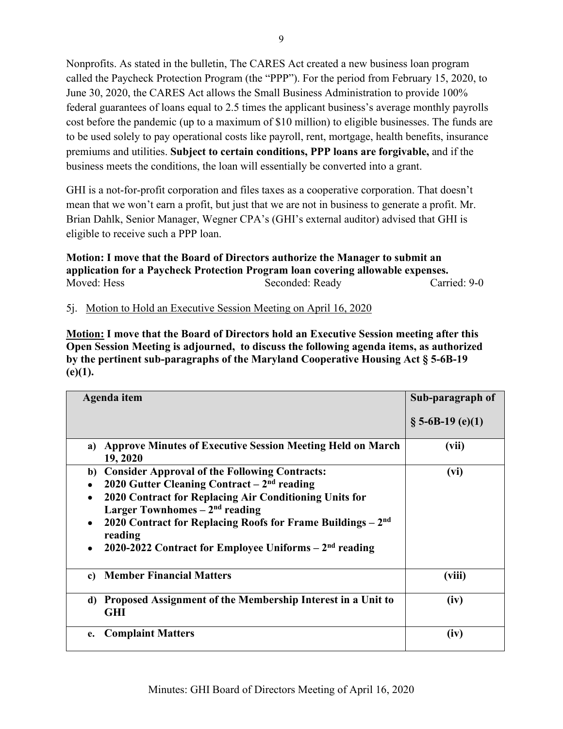Nonprofits. As stated in the bulletin, The CARES Act created a new business loan program called the Paycheck Protection Program (the "PPP"). For the period from February 15, 2020, to June 30, 2020, the CARES Act allows the Small Business Administration to provide 100% federal guarantees of loans equal to 2.5 times the applicant business's average monthly payrolls cost before the pandemic (up to a maximum of $10 million) to eligible businesses. The funds are to be used solely to pay operational costs like payroll, rent, mortgage, health benefits, insurance premiums and utilities. **Subject to certain conditions, PPP loans are forgivable,** and if the business meets the conditions, the loan will essentially be converted into a grant.

GHI is a not-for-profit corporation and files taxes as a cooperative corporation. That doesn't mean that we won't earn a profit, but just that we are not in business to generate a profit. Mr. Brian Dahlk, Senior Manager, Wegner CPA's (GHI's external auditor) advised that GHI is eligible to receive such a PPP loan.

**Motion: I move that the Board of Directors authorize the Manager to submit an application for a Paycheck Protection Program loan covering allowable expenses.**

Moved: Hess Seconded: Ready Carried: 9-0

5j. Motion to Hold an Executive Session Meeting on April 16, 2020

**Motion: I move that the Board of Directors hold an Executive Session meeting after this Open Session Meeting is adjourned, to discuss the following agenda items, as authorized by the pertinent sub-paragraphs of the Maryland Cooperative Housing Act § 5-6B-19 (e)(1).**

| Agenda item | Sub-paragraph of § 5-6B-19 (e)(1) |
|---|---|
| **a) Approve Minutes of Executive Session Meeting Held on March 19, 2020** | **(vii)** |
| **b) Consider Approval of the Following Contracts:**<br>• **2020 Gutter Cleaning Contract – 2nd reading**<br>• **2020 Contract for Replacing Air Conditioning Units for Larger Townhomes – 2nd reading**<br>• **2020 Contract for Replacing Roofs for Frame Buildings – 2nd reading**<br>• **2020-2022 Contract for Employee Uniforms – 2nd reading** | **(vi)** |
| **c) Member Financial Matters** | **(viii)** |
| **d) Proposed Assignment of the Membership Interest in a Unit to GHI** | **(iv)** |
| **e. Complaint Matters** | **(iv)** |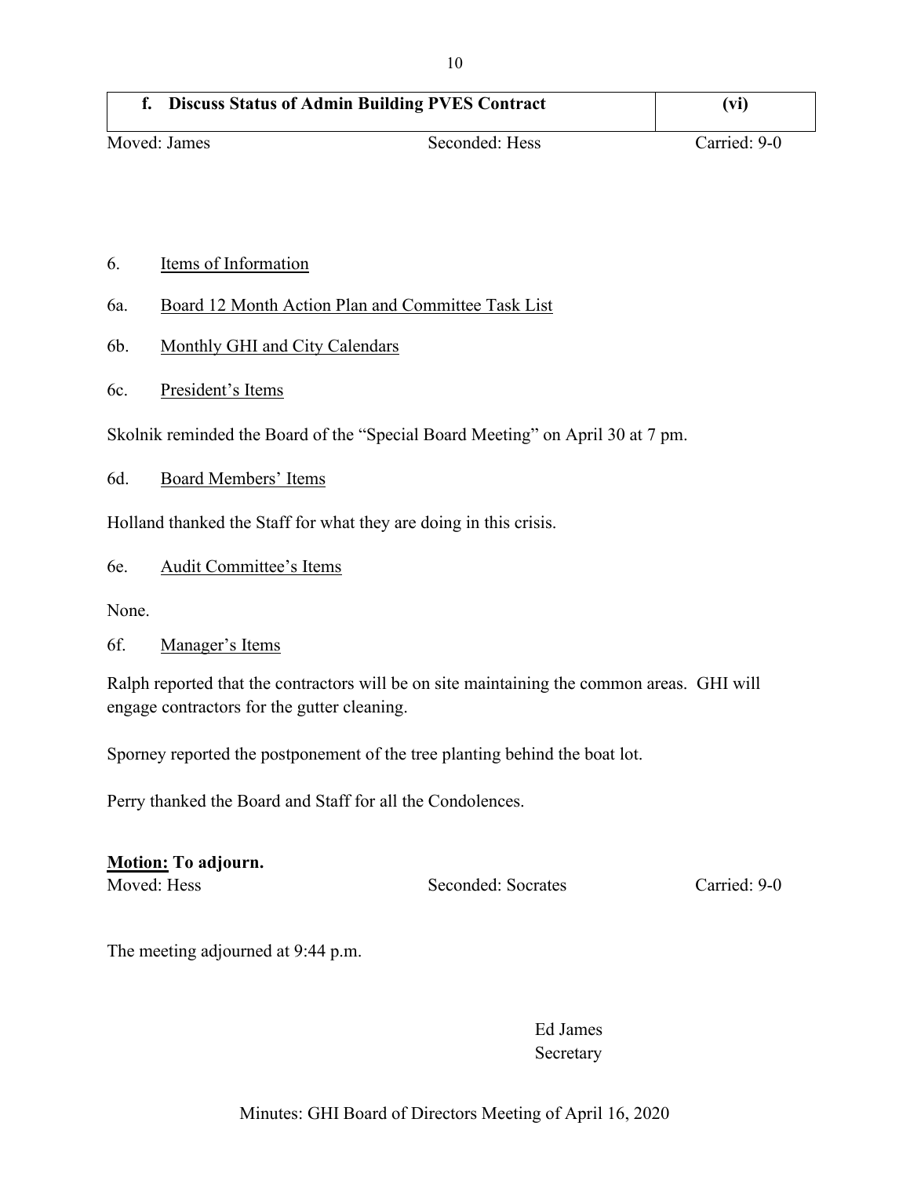| f. **Discuss Status of Admin Building PVES Contract** | **(vi)** |
| --- | --- |

Moved: James Seconded: Hess Carried: 9-0

6. Items of Information

6a. Board 12 Month Action Plan and Committee Task List

6b. Monthly GHI and City Calendars

6c. President's Items

Skolnik reminded the Board of the "Special Board Meeting" on April 30 at 7 pm.

6d. Board Members' Items

Holland thanked the Staff for what they are doing in this crisis.

6e. Audit Committee's Items

None.

6f. Manager's Items

Ralph reported that the contractors will be on site maintaining the common areas. GHI will engage contractors for the gutter cleaning.

Sporney reported the postponement of the tree planting behind the boat lot.

Perry thanked the Board and Staff for all the Condolences.

**Motion: To adjourn.**

Moved: Hess Seconded: Socrates Carried: 9-0

The meeting adjourned at 9:44 p.m.

Ed James
Secretary

Minutes: GHI Board of Directors Meeting of April 16, 2020